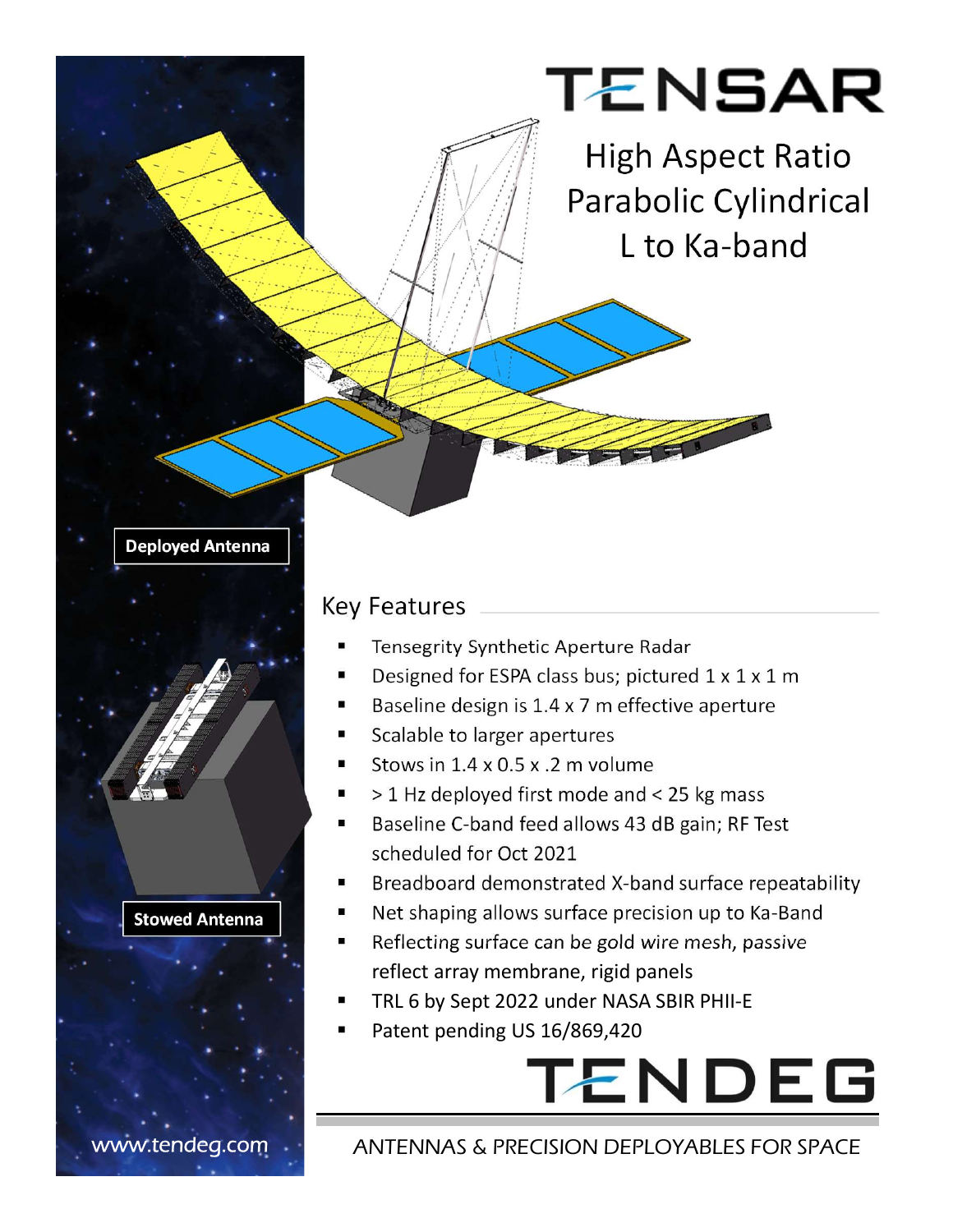# TENSAR

## High Aspect Ratio Parabolic Cylindrical L to Ka-band

Deployed Antenna

Stowed Antenna

## Key Features

- Tensegrity Synthetic Aperture Radar
- Designed for ESPA class bus; pictured 1 x 1 x 1 m
- Baseline design is 1.4 x 7 m effective aperture
- Scalable to larger apertures
- Stows in 1.4 x 0.5 x .2 m volume
- > 1 Hz deployed first mode and < 25 kg mass
- Baseline C-band feed allows 43 dB gain; RF Test scheduled for Oct 2021
- Breadboard demonstrated X-band surface repeatability
- Net shaping allows surface precision up to Ka-Band
- Reflecting surface can be gold wire mesh, passive reflect array membrane, rigid panels
- TRL 6 by Sept 2022 under NASA SBIR PHII-E
- Patent pending US 16/869,420

# TENDEG

ANTENNAS & PRECISION DEPLOYABLES FOR SPACE

www.tendeg.com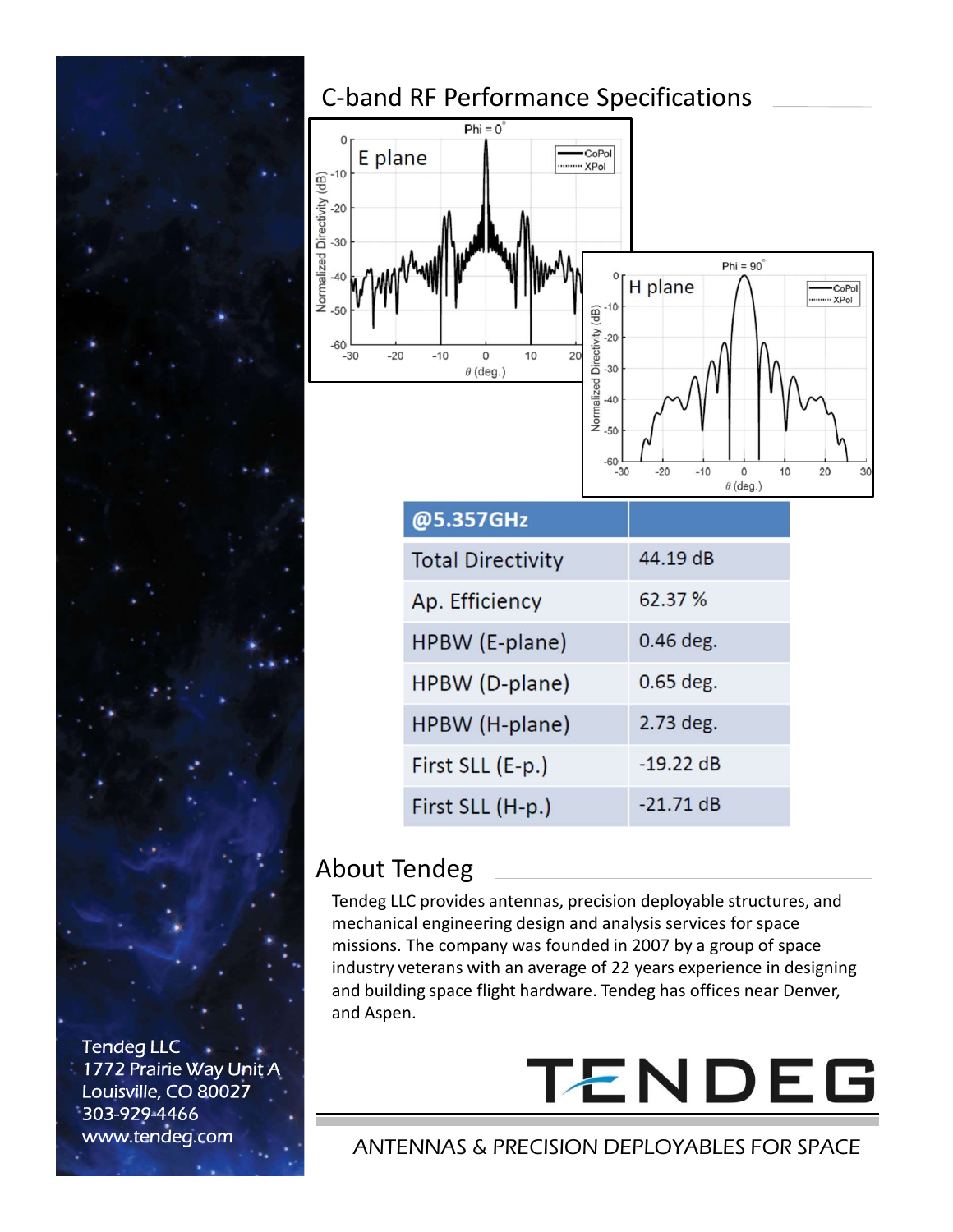## C-band RF Performance Specifications

Phi = 0°

E plane

CoPol
XPol

Normalized Directivity (dB)

0
-10
-20
-30
-40
-50
-60

-30 -20 -10 0 10 20

θ (deg.)

Phi = 90°

H plane

CoPol
XPol

Normalized Directivity (dB)

0
-10
-20
-30
-40
-50
-60

-30 -20 -10 0 10 20 30

θ (deg.)

| @5.357GHz | |
|---|---|
| Total Directivity | 44.19 dB |
| Ap. Efficiency | 62.37 % |
| HPBW (E-plane) | 0.46 deg. |
| HPBW (D-plane) | 0.65 deg. |
| HPBW (H-plane) | 2.73 deg. |
| First SLL (E-p.) | -19.22 dB |
| First SLL (H-p.) | -21.71 dB |

## About Tendeg

Tendeg LLC provides antennas, precision deployable structures, and mechanical engineering design and analysis services for space missions. The company was founded in 2007 by a group of space industry veterans with an average of 22 years experience in designing and building space flight hardware. Tendeg has offices near Denver, and Aspen.

Tendeg LLC
1772 Prairie Way Unit A
Louisville, CO 80027
303-929-4466
www.tendeg.com

TENDEG

ANTENNAS & PRECISION DEPLOYABLES FOR SPACE